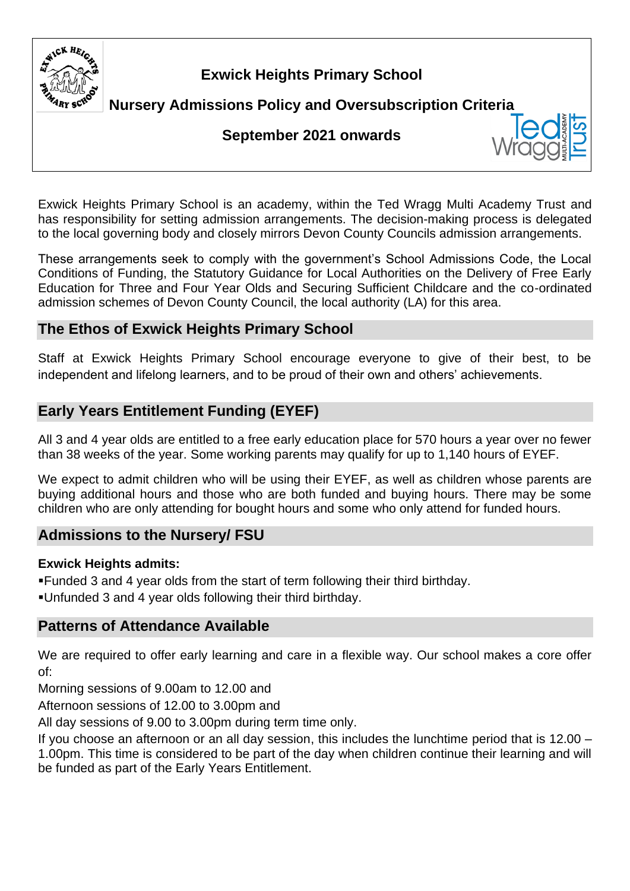# Exwick Heights Primary School

## Nursery Admissions Policy and Oversubscription Criteria

### September 2021 onwards

Exwick Heights Primary School is an academy, within the Ted Wragg Multi Academy Trust and has responsibility for setting admission arrangements. The decision-making process is delegated to the local governing body and closely mirrors Devon County Councils admission arrangements.

These arrangements seek to comply with the government's School Admissions Code, the Local Conditions of Funding, the Statutory Guidance for Local Authorities on the Delivery of Free Early Education for Three and Four Year Olds and Securing Sufficient Childcare and the co-ordinated admission schemes of Devon County Council, the local authority (LA) for this area.

## The Ethos of Exwick Heights Primary School

Staff at Exwick Heights Primary School encourage everyone to give of their best, to be independent and lifelong learners, and to be proud of their own and others' achievements.

## Early Years Entitlement Funding (EYEF)

All 3 and 4 year olds are entitled to a free early education place for 570 hours a year over no fewer than 38 weeks of the year. Some working parents may qualify for up to 1,140 hours of EYEF.

We expect to admit children who will be using their EYEF, as well as children whose parents are buying additional hours and those who are both funded and buying hours. There may be some children who are only attending for bought hours and some who only attend for funded hours.

## Admissions to the Nursery/ FSU

**Exwick Heights admits:**

- Funded 3 and 4 year olds from the start of term following their third birthday.
- Unfunded 3 and 4 year olds following their third birthday.

## Patterns of Attendance Available

We are required to offer early learning and care in a flexible way. Our school makes a core offer of:

Morning sessions of 9.00am to 12.00 and

Afternoon sessions of 12.00 to 3.00pm and

All day sessions of 9.00 to 3.00pm during term time only.

If you choose an afternoon or an all day session, this includes the lunchtime period that is 12.00 – 1.00pm. This time is considered to be part of the day when children continue their learning and will be funded as part of the Early Years Entitlement.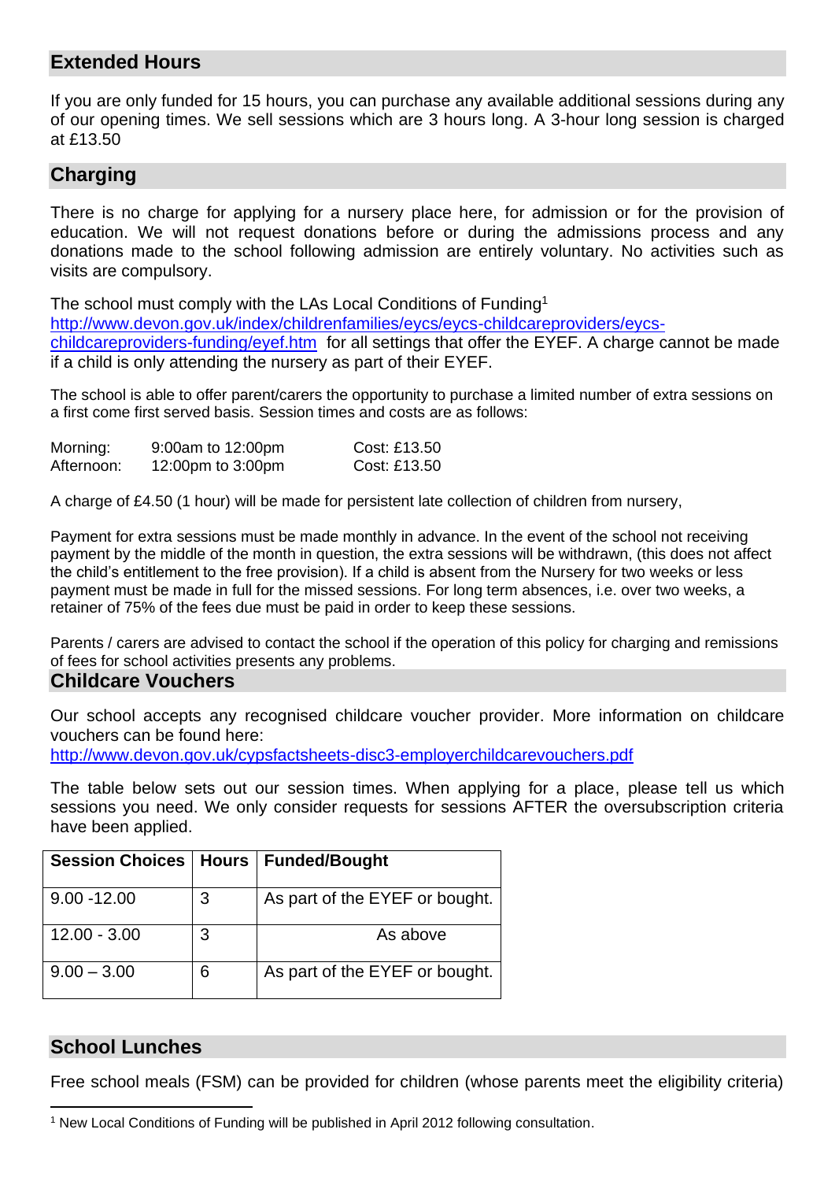## Extended Hours

If you are only funded for 15 hours, you can purchase any available additional sessions during any of our opening times. We sell sessions which are 3 hours long. A 3-hour long session is charged at £13.50

## Charging

There is no charge for applying for a nursery place here, for admission or for the provision of education. We will not request donations before or during the admissions process and any donations made to the school following admission are entirely voluntary. No activities such as visits are compulsory.

The school must comply with the LAs Local Conditions of Funding[1] http://www.devon.gov.uk/index/childrenfamilies/eycs/eycs-childcareproviders/eycs-childcareproviders-funding/eyef.htm for all settings that offer the EYEF. A charge cannot be made if a child is only attending the nursery as part of their EYEF.

The school is able to offer parent/carers the opportunity to purchase a limited number of extra sessions on a first come first served basis. Session times and costs are as follows:

| | | |
|---|---|---|
| Morning: | 9:00am to 12:00pm | Cost: £13.50 |
| Afternoon: | 12:00pm to 3:00pm | Cost: £13.50 |

A charge of £4.50 (1 hour) will be made for persistent late collection of children from nursery,

Payment for extra sessions must be made monthly in advance. In the event of the school not receiving payment by the middle of the month in question, the extra sessions will be withdrawn, (this does not affect the child's entitlement to the free provision). If a child is absent from the Nursery for two weeks or less payment must be made in full for the missed sessions. For long term absences, i.e. over two weeks, a retainer of 75% of the fees due must be paid in order to keep these sessions.

Parents / carers are advised to contact the school if the operation of this policy for charging and remissions of fees for school activities presents any problems.

## Childcare Vouchers

Our school accepts any recognised childcare voucher provider. More information on childcare vouchers can be found here:
http://www.devon.gov.uk/cypsfactsheets-disc3-employerchildcarevouchers.pdf

The table below sets out our session times. When applying for a place, please tell us which sessions you need. We only consider requests for sessions AFTER the oversubscription criteria have been applied.

| Session Choices | Hours | Funded/Bought |
|---|---|---|
| 9.00 -12.00 | 3 | As part of the EYEF or bought. |
| 12.00 - 3.00 | 3 | As above |
| 9.00 – 3.00 | 6 | As part of the EYEF or bought. |

## School Lunches

Free school meals (FSM) can be provided for children (whose parents meet the eligibility criteria)

[1] New Local Conditions of Funding will be published in April 2012 following consultation.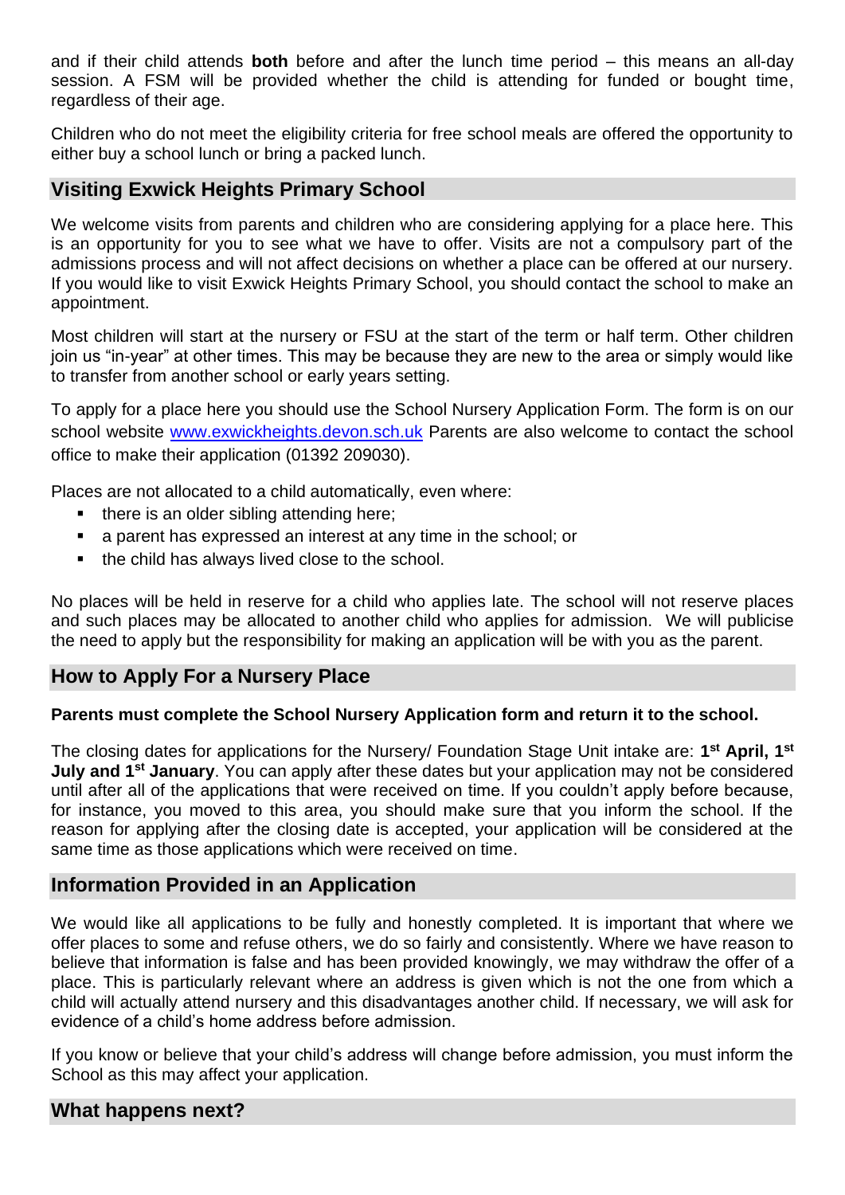and if their child attends **both** before and after the lunch time period – this means an all-day session. A FSM will be provided whether the child is attending for funded or bought time, regardless of their age.

Children who do not meet the eligibility criteria for free school meals are offered the opportunity to either buy a school lunch or bring a packed lunch.

## Visiting Exwick Heights Primary School

We welcome visits from parents and children who are considering applying for a place here. This is an opportunity for you to see what we have to offer. Visits are not a compulsory part of the admissions process and will not affect decisions on whether a place can be offered at our nursery. If you would like to visit Exwick Heights Primary School, you should contact the school to make an appointment.

Most children will start at the nursery or FSU at the start of the term or half term. Other children join us "in-year" at other times. This may be because they are new to the area or simply would like to transfer from another school or early years setting.

To apply for a place here you should use the School Nursery Application Form. The form is on our school website [www.exwickheights.devon.sch.uk](http://www.exwickheights.devon.sch.uk) Parents are also welcome to contact the school office to make their application (01392 209030).

Places are not allocated to a child automatically, even where:

- there is an older sibling attending here;
- a parent has expressed an interest at any time in the school; or
- the child has always lived close to the school.

No places will be held in reserve for a child who applies late. The school will not reserve places and such places may be allocated to another child who applies for admission. We will publicise the need to apply but the responsibility for making an application will be with you as the parent.

## How to Apply For a Nursery Place

**Parents must complete the School Nursery Application form and return it to the school.**

The closing dates for applications for the Nursery/ Foundation Stage Unit intake are: **1st April, 1st July and 1st January**. You can apply after these dates but your application may not be considered until after all of the applications that were received on time. If you couldn't apply before because, for instance, you moved to this area, you should make sure that you inform the school. If the reason for applying after the closing date is accepted, your application will be considered at the same time as those applications which were received on time.

## Information Provided in an Application

We would like all applications to be fully and honestly completed. It is important that where we offer places to some and refuse others, we do so fairly and consistently. Where we have reason to believe that information is false and has been provided knowingly, we may withdraw the offer of a place. This is particularly relevant where an address is given which is not the one from which a child will actually attend nursery and this disadvantages another child. If necessary, we will ask for evidence of a child's home address before admission.

If you know or believe that your child's address will change before admission, you must inform the School as this may affect your application.

## What happens next?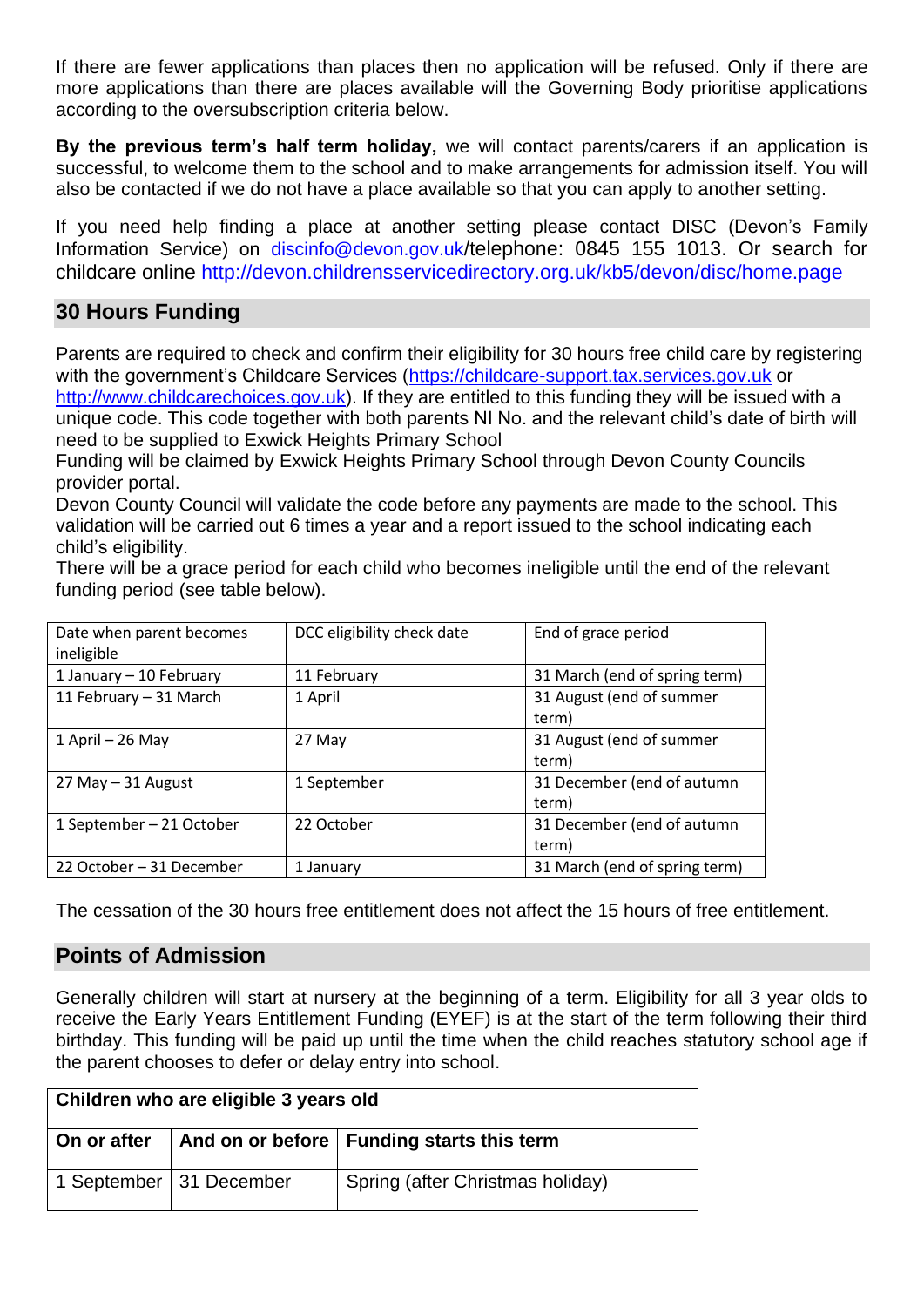If there are fewer applications than places then no application will be refused. Only if there are more applications than there are places available will the Governing Body prioritise applications according to the oversubscription criteria below.

**By the previous term's half term holiday,** we will contact parents/carers if an application is successful, to welcome them to the school and to make arrangements for admission itself. You will also be contacted if we do not have a place available so that you can apply to another setting.

If you need help finding a place at another setting please contact DISC (Devon's Family Information Service) on discinfo@devon.gov.uk/telephone: 0845 155 1013. Or search for childcare online http://devon.childrensservicedirectory.org.uk/kb5/devon/disc/home.page

## 30 Hours Funding

Parents are required to check and confirm their eligibility for 30 hours free child care by registering with the government's Childcare Services (https://childcare-support.tax.services.gov.uk or http://www.childcarechoices.gov.uk). If they are entitled to this funding they will be issued with a unique code. This code together with both parents NI No. and the relevant child's date of birth will need to be supplied to Exwick Heights Primary School
Funding will be claimed by Exwick Heights Primary School through Devon County Councils provider portal.
Devon County Council will validate the code before any payments are made to the school. This validation will be carried out 6 times a year and a report issued to the school indicating each child's eligibility.
There will be a grace period for each child who becomes ineligible until the end of the relevant funding period (see table below).

| Date when parent becomes ineligible | DCC eligibility check date | End of grace period |
|---|---|---|
| 1 January – 10 February | 11 February | 31 March (end of spring term) |
| 11 February – 31 March | 1 April | 31 August (end of summer term) |
| 1 April – 26 May | 27 May | 31 August (end of summer term) |
| 27 May – 31 August | 1 September | 31 December (end of autumn term) |
| 1 September – 21 October | 22 October | 31 December (end of autumn term) |
| 22 October – 31 December | 1 January | 31 March (end of spring term) |

The cessation of the 30 hours free entitlement does not affect the 15 hours of free entitlement.

## Points of Admission

Generally children will start at nursery at the beginning of a term. Eligibility for all 3 year olds to receive the Early Years Entitlement Funding (EYEF) is at the start of the term following their third birthday. This funding will be paid up until the time when the child reaches statutory school age if the parent chooses to defer or delay entry into school.

| **Children who are eligible 3 years old** | | |
|---|---|---|
| **On or after** | **And on or before** | **Funding starts this term** |
| 1 September | 31 December | Spring (after Christmas holiday) |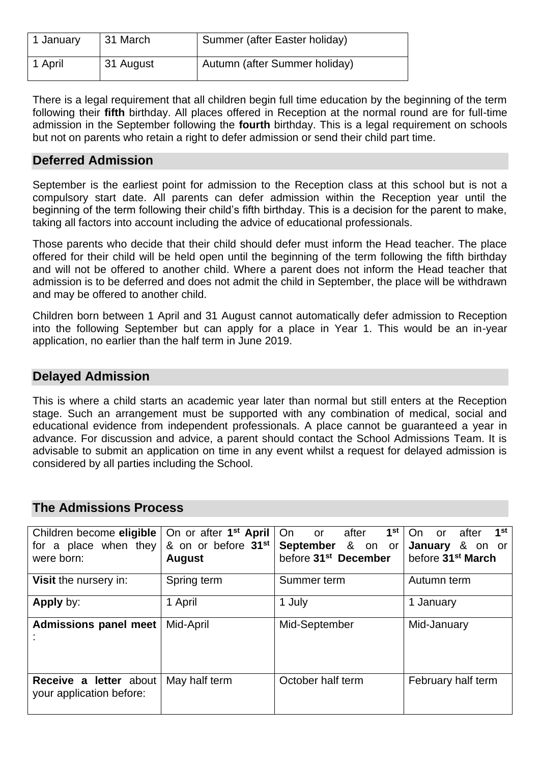| 1 January | 31 March | Summer (after Easter holiday) |
|---|---|---|
| 1 April | 31 August | Autumn (after Summer holiday) |

There is a legal requirement that all children begin full time education by the beginning of the term following their **fifth** birthday. All places offered in Reception at the normal round are for full-time admission in the September following the **fourth** birthday. This is a legal requirement on schools but not on parents who retain a right to defer admission or send their child part time.

## Deferred Admission

September is the earliest point for admission to the Reception class at this school but is not a compulsory start date. All parents can defer admission within the Reception year until the beginning of the term following their child's fifth birthday. This is a decision for the parent to make, taking all factors into account including the advice of educational professionals.

Those parents who decide that their child should defer must inform the Head teacher. The place offered for their child will be held open until the beginning of the term following the fifth birthday and will not be offered to another child. Where a parent does not inform the Head teacher that admission is to be deferred and does not admit the child in September, the place will be withdrawn and may be offered to another child.

Children born between 1 April and 31 August cannot automatically defer admission to Reception into the following September but can apply for a place in Year 1. This would be an in-year application, no earlier than the half term in June 2019.

## Delayed Admission

This is where a child starts an academic year later than normal but still enters at the Reception stage. Such an arrangement must be supported with any combination of medical, social and educational evidence from independent professionals. A place cannot be guaranteed a year in advance. For discussion and advice, a parent should contact the School Admissions Team. It is advisable to submit an application on time in any event whilst a request for delayed admission is considered by all parties including the School.

## The Admissions Process

| Children become **eligible** for a place when they were born: | On or after **1st April** & on or before **31st August** | On or after **1st September** & on or before **31st December** | On or after **1st January** & on or before **31st March** |
|---|---|---|---|
| **Visit** the nursery in: | Spring term | Summer term | Autumn term |
| **Apply** by: | 1 April | 1 July | 1 January |
| **Admissions panel meet**: | Mid-April | Mid-September | Mid-January |
| **Receive a letter** about your application before: | May half term | October half term | February half term |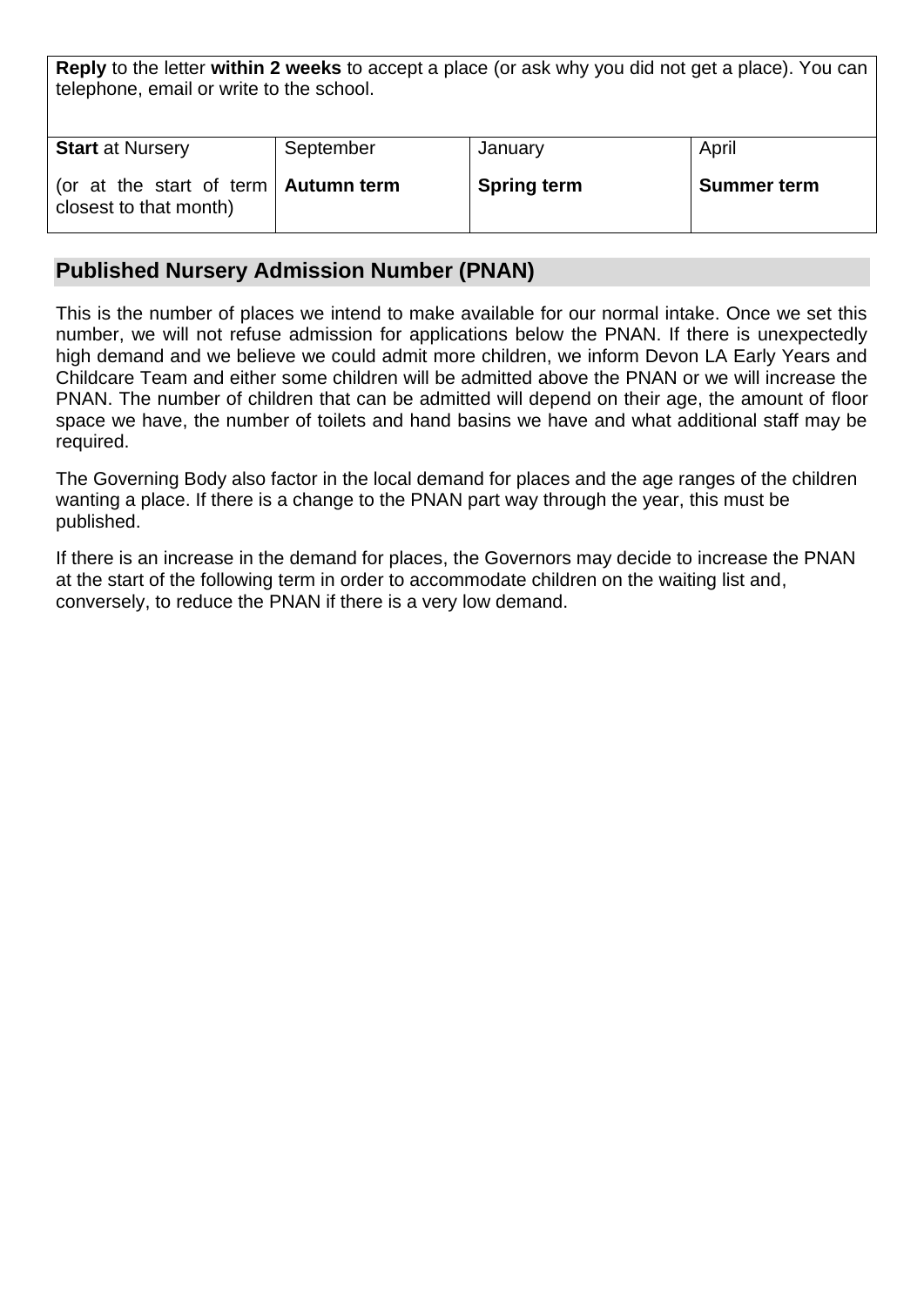| **Reply** to the letter **within 2 weeks** to accept a place (or ask why you did not get a place). You can telephone, email or write to the school. | | | |
|---|---|---|---|
| **Start** at Nursery | September | January | April |
| (or at the start of term closest to that month) | **Autumn term** | **Spring term** | **Summer term** |

## Published Nursery Admission Number (PNAN)

This is the number of places we intend to make available for our normal intake. Once we set this number, we will not refuse admission for applications below the PNAN. If there is unexpectedly high demand and we believe we could admit more children, we inform Devon LA Early Years and Childcare Team and either some children will be admitted above the PNAN or we will increase the PNAN. The number of children that can be admitted will depend on their age, the amount of floor space we have, the number of toilets and hand basins we have and what additional staff may be required.

The Governing Body also factor in the local demand for places and the age ranges of the children wanting a place. If there is a change to the PNAN part way through the year, this must be published.

If there is an increase in the demand for places, the Governors may decide to increase the PNAN at the start of the following term in order to accommodate children on the waiting list and, conversely, to reduce the PNAN if there is a very low demand.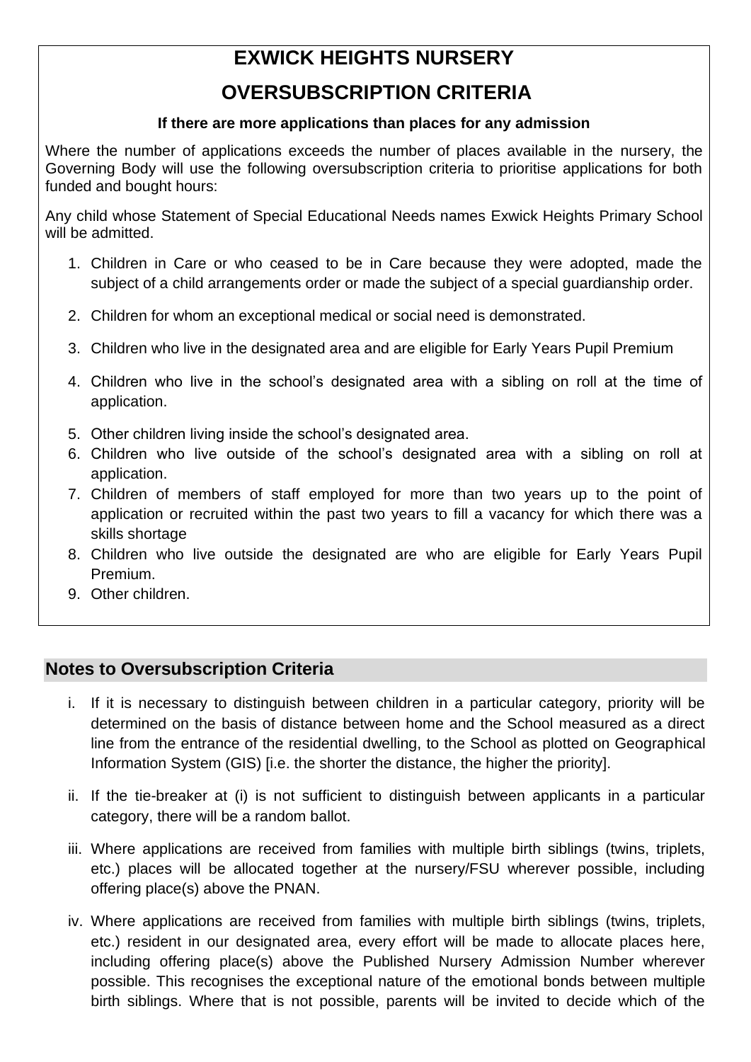# EXWICK HEIGHTS NURSERY

# OVERSUBSCRIPTION CRITERIA

**If there are more applications than places for any admission**

Where the number of applications exceeds the number of places available in the nursery, the Governing Body will use the following oversubscription criteria to prioritise applications for both funded and bought hours:

Any child whose Statement of Special Educational Needs names Exwick Heights Primary School will be admitted.

1. Children in Care or who ceased to be in Care because they were adopted, made the subject of a child arrangements order or made the subject of a special guardianship order.
2. Children for whom an exceptional medical or social need is demonstrated.
3. Children who live in the designated area and are eligible for Early Years Pupil Premium
4. Children who live in the school's designated area with a sibling on roll at the time of application.
5. Other children living inside the school's designated area.
6. Children who live outside of the school's designated area with a sibling on roll at application.
7. Children of members of staff employed for more than two years up to the point of application or recruited within the past two years to fill a vacancy for which there was a skills shortage
8. Children who live outside the designated are who are eligible for Early Years Pupil Premium.
9. Other children.

## Notes to Oversubscription Criteria

i. If it is necessary to distinguish between children in a particular category, priority will be determined on the basis of distance between home and the School measured as a direct line from the entrance of the residential dwelling, to the School as plotted on Geographical Information System (GIS) [i.e. the shorter the distance, the higher the priority].

ii. If the tie-breaker at (i) is not sufficient to distinguish between applicants in a particular category, there will be a random ballot.

iii. Where applications are received from families with multiple birth siblings (twins, triplets, etc.) places will be allocated together at the nursery/FSU wherever possible, including offering place(s) above the PNAN.

iv. Where applications are received from families with multiple birth siblings (twins, triplets, etc.) resident in our designated area, every effort will be made to allocate places here, including offering place(s) above the Published Nursery Admission Number wherever possible. This recognises the exceptional nature of the emotional bonds between multiple birth siblings. Where that is not possible, parents will be invited to decide which of the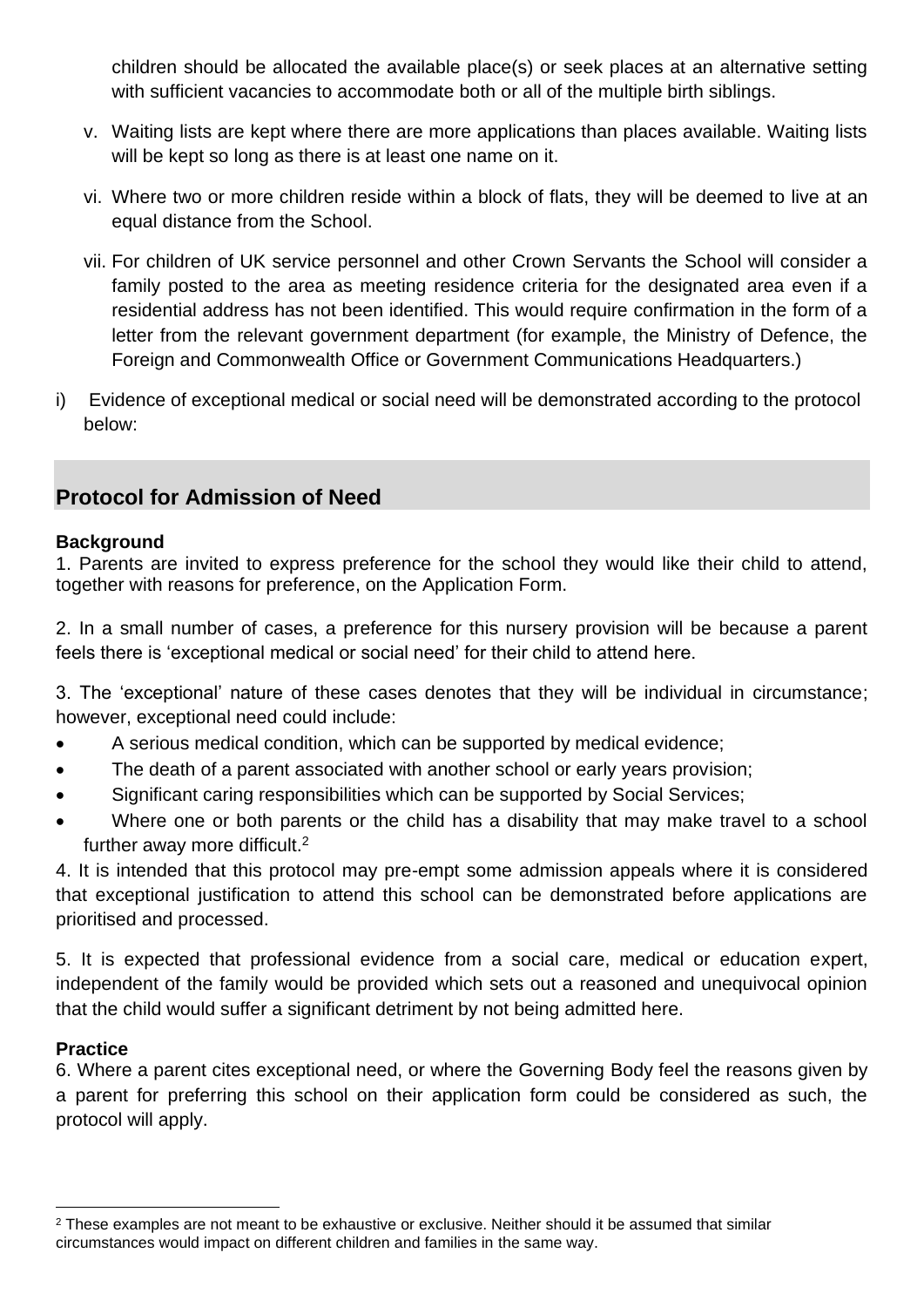children should be allocated the available place(s) or seek places at an alternative setting with sufficient vacancies to accommodate both or all of the multiple birth siblings.

v. Waiting lists are kept where there are more applications than places available. Waiting lists will be kept so long as there is at least one name on it.

vi. Where two or more children reside within a block of flats, they will be deemed to live at an equal distance from the School.

vii. For children of UK service personnel and other Crown Servants the School will consider a family posted to the area as meeting residence criteria for the designated area even if a residential address has not been identified. This would require confirmation in the form of a letter from the relevant government department (for example, the Ministry of Defence, the Foreign and Commonwealth Office or Government Communications Headquarters.)

i) Evidence of exceptional medical or social need will be demonstrated according to the protocol below:

## Protocol for Admission of Need

**Background**

1. Parents are invited to express preference for the school they would like their child to attend, together with reasons for preference, on the Application Form.

2. In a small number of cases, a preference for this nursery provision will be because a parent feels there is 'exceptional medical or social need' for their child to attend here.

3. The 'exceptional' nature of these cases denotes that they will be individual in circumstance; however, exceptional need could include:

- A serious medical condition, which can be supported by medical evidence;
- The death of a parent associated with another school or early years provision;
- Significant caring responsibilities which can be supported by Social Services;
- Where one or both parents or the child has a disability that may make travel to a school further away more difficult.[2]

4. It is intended that this protocol may pre-empt some admission appeals where it is considered that exceptional justification to attend this school can be demonstrated before applications are prioritised and processed.

5. It is expected that professional evidence from a social care, medical or education expert, independent of the family would be provided which sets out a reasoned and unequivocal opinion that the child would suffer a significant detriment by not being admitted here.

**Practice**

6. Where a parent cites exceptional need, or where the Governing Body feel the reasons given by a parent for preferring this school on their application form could be considered as such, the protocol will apply.

[2] These examples are not meant to be exhaustive or exclusive. Neither should it be assumed that similar circumstances would impact on different children and families in the same way.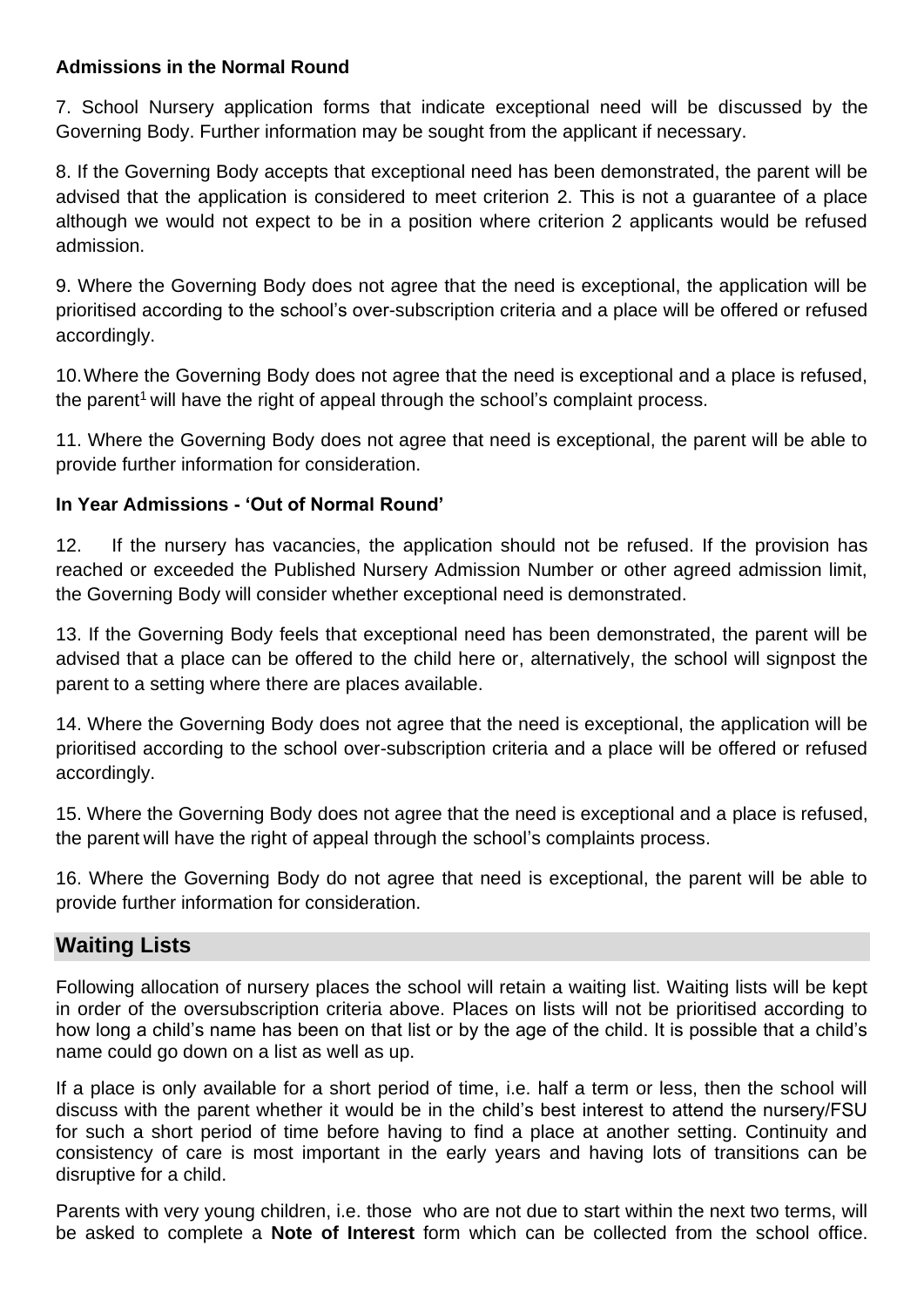**Admissions in the Normal Round**

7. School Nursery application forms that indicate exceptional need will be discussed by the Governing Body. Further information may be sought from the applicant if necessary.

8. If the Governing Body accepts that exceptional need has been demonstrated, the parent will be advised that the application is considered to meet criterion 2. This is not a guarantee of a place although we would not expect to be in a position where criterion 2 applicants would be refused admission.

9. Where the Governing Body does not agree that the need is exceptional, the application will be prioritised according to the school's over-subscription criteria and a place will be offered or refused accordingly.

10. Where the Governing Body does not agree that the need is exceptional and a place is refused, the parent[1] will have the right of appeal through the school's complaint process.

11. Where the Governing Body does not agree that need is exceptional, the parent will be able to provide further information for consideration.

**In Year Admissions - 'Out of Normal Round'**

12. If the nursery has vacancies, the application should not be refused. If the provision has reached or exceeded the Published Nursery Admission Number or other agreed admission limit, the Governing Body will consider whether exceptional need is demonstrated.

13. If the Governing Body feels that exceptional need has been demonstrated, the parent will be advised that a place can be offered to the child here or, alternatively, the school will signpost the parent to a setting where there are places available.

14. Where the Governing Body does not agree that the need is exceptional, the application will be prioritised according to the school over-subscription criteria and a place will be offered or refused accordingly.

15. Where the Governing Body does not agree that the need is exceptional and a place is refused, the parent will have the right of appeal through the school's complaints process.

16. Where the Governing Body do not agree that need is exceptional, the parent will be able to provide further information for consideration.

## Waiting Lists

Following allocation of nursery places the school will retain a waiting list. Waiting lists will be kept in order of the oversubscription criteria above. Places on lists will not be prioritised according to how long a child's name has been on that list or by the age of the child. It is possible that a child's name could go down on a list as well as up.

If a place is only available for a short period of time, i.e. half a term or less, then the school will discuss with the parent whether it would be in the child's best interest to attend the nursery/FSU for such a short period of time before having to find a place at another setting. Continuity and consistency of care is most important in the early years and having lots of transitions can be disruptive for a child.

Parents with very young children, i.e. those who are not due to start within the next two terms, will be asked to complete a **Note of Interest** form which can be collected from the school office.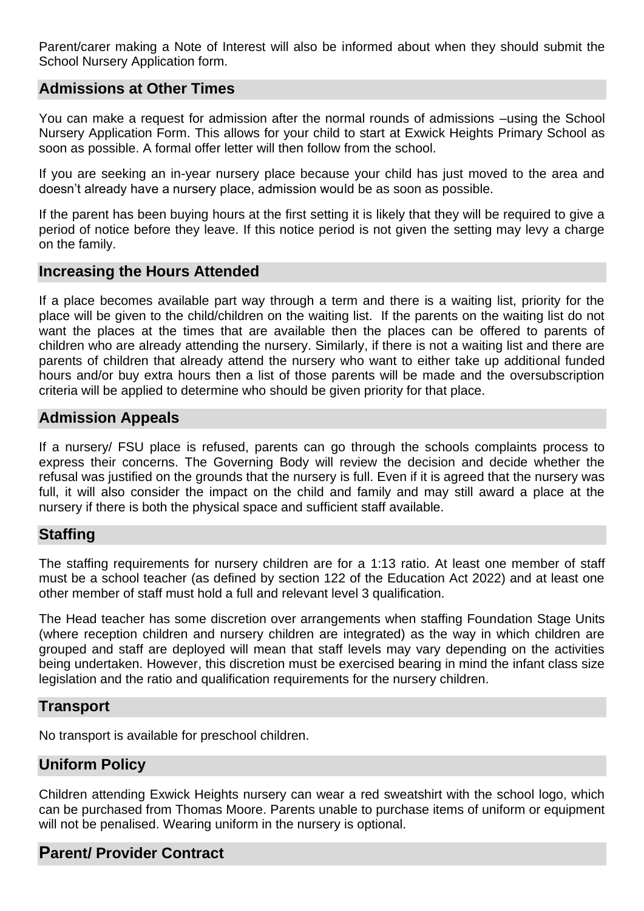Parent/carer making a Note of Interest will also be informed about when they should submit the School Nursery Application form.

## Admissions at Other Times

You can make a request for admission after the normal rounds of admissions –using the School Nursery Application Form. This allows for your child to start at Exwick Heights Primary School as soon as possible. A formal offer letter will then follow from the school.

If you are seeking an in-year nursery place because your child has just moved to the area and doesn't already have a nursery place, admission would be as soon as possible.

If the parent has been buying hours at the first setting it is likely that they will be required to give a period of notice before they leave. If this notice period is not given the setting may levy a charge on the family.

## Increasing the Hours Attended

If a place becomes available part way through a term and there is a waiting list, priority for the place will be given to the child/children on the waiting list. If the parents on the waiting list do not want the places at the times that are available then the places can be offered to parents of children who are already attending the nursery. Similarly, if there is not a waiting list and there are parents of children that already attend the nursery who want to either take up additional funded hours and/or buy extra hours then a list of those parents will be made and the oversubscription criteria will be applied to determine who should be given priority for that place.

## Admission Appeals

If a nursery/ FSU place is refused, parents can go through the schools complaints process to express their concerns. The Governing Body will review the decision and decide whether the refusal was justified on the grounds that the nursery is full. Even if it is agreed that the nursery was full, it will also consider the impact on the child and family and may still award a place at the nursery if there is both the physical space and sufficient staff available.

## Staffing

The staffing requirements for nursery children are for a 1:13 ratio. At least one member of staff must be a school teacher (as defined by section 122 of the Education Act 2022) and at least one other member of staff must hold a full and relevant level 3 qualification.

The Head teacher has some discretion over arrangements when staffing Foundation Stage Units (where reception children and nursery children are integrated) as the way in which children are grouped and staff are deployed will mean that staff levels may vary depending on the activities being undertaken. However, this discretion must be exercised bearing in mind the infant class size legislation and the ratio and qualification requirements for the nursery children.

## Transport

No transport is available for preschool children.

## Uniform Policy

Children attending Exwick Heights nursery can wear a red sweatshirt with the school logo, which can be purchased from Thomas Moore. Parents unable to purchase items of uniform or equipment will not be penalised. Wearing uniform in the nursery is optional.

## Parent/ Provider Contract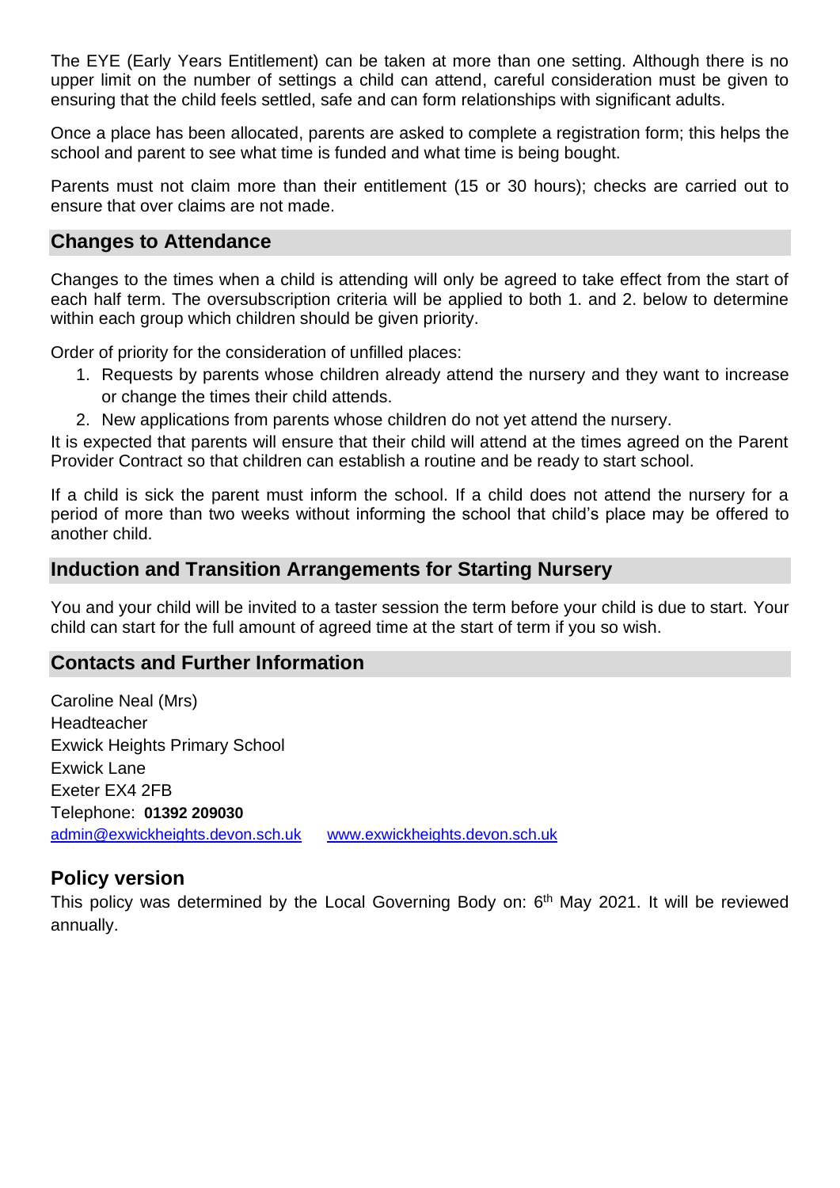The EYE (Early Years Entitlement) can be taken at more than one setting. Although there is no upper limit on the number of settings a child can attend, careful consideration must be given to ensuring that the child feels settled, safe and can form relationships with significant adults.

Once a place has been allocated, parents are asked to complete a registration form; this helps the school and parent to see what time is funded and what time is being bought.

Parents must not claim more than their entitlement (15 or 30 hours); checks are carried out to ensure that over claims are not made.

## Changes to Attendance

Changes to the times when a child is attending will only be agreed to take effect from the start of each half term. The oversubscription criteria will be applied to both 1. and 2. below to determine within each group which children should be given priority.

Order of priority for the consideration of unfilled places:

1. Requests by parents whose children already attend the nursery and they want to increase or change the times their child attends.
2. New applications from parents whose children do not yet attend the nursery.

It is expected that parents will ensure that their child will attend at the times agreed on the Parent Provider Contract so that children can establish a routine and be ready to start school.

If a child is sick the parent must inform the school. If a child does not attend the nursery for a period of more than two weeks without informing the school that child's place may be offered to another child.

## Induction and Transition Arrangements for Starting Nursery

You and your child will be invited to a taster session the term before your child is due to start. Your child can start for the full amount of agreed time at the start of term if you so wish.

## Contacts and Further Information

Caroline Neal (Mrs)
Headteacher
Exwick Heights Primary School
Exwick Lane
Exeter EX4 2FB
Telephone: **01392 209030**
admin@exwickheights.devon.sch.uk www.exwickheights.devon.sch.uk

## Policy version

This policy was determined by the Local Governing Body on: 6th May 2021. It will be reviewed annually.